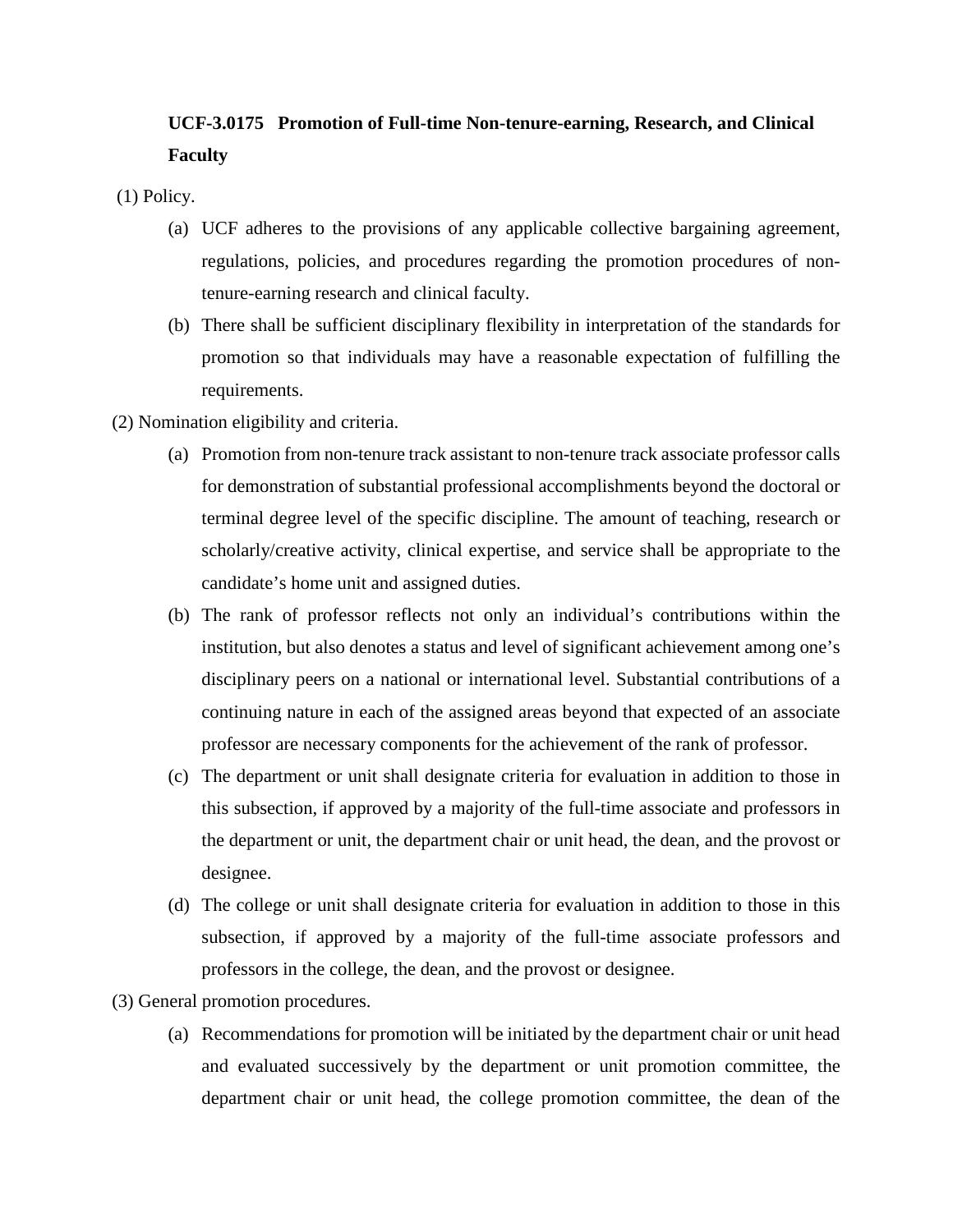## UCF-3.0175 Promotion of Full-time Non-tenure-earning, Research, and Clinical Faculty

(1) Policy.

(a) UCF adheres to the provisions of any applicable collective bargaining agreement, regulations, policies, and procedures regarding the promotion procedures of non-tenure-earning research and clinical faculty.

(b) There shall be sufficient disciplinary flexibility in interpretation of the standards for promotion so that individuals may have a reasonable expectation of fulfilling the requirements.

(2) Nomination eligibility and criteria.

(a) Promotion from non-tenure track assistant to non-tenure track associate professor calls for demonstration of substantial professional accomplishments beyond the doctoral or terminal degree level of the specific discipline. The amount of teaching, research or scholarly/creative activity, clinical expertise, and service shall be appropriate to the candidate's home unit and assigned duties.

(b) The rank of professor reflects not only an individual's contributions within the institution, but also denotes a status and level of significant achievement among one's disciplinary peers on a national or international level. Substantial contributions of a continuing nature in each of the assigned areas beyond that expected of an associate professor are necessary components for the achievement of the rank of professor.

(c) The department or unit shall designate criteria for evaluation in addition to those in this subsection, if approved by a majority of the full-time associate and professors in the department or unit, the department chair or unit head, the dean, and the provost or designee.

(d) The college or unit shall designate criteria for evaluation in addition to those in this subsection, if approved by a majority of the full-time associate professors and professors in the college, the dean, and the provost or designee.

(3) General promotion procedures.

(a) Recommendations for promotion will be initiated by the department chair or unit head and evaluated successively by the department or unit promotion committee, the department chair or unit head, the college promotion committee, the dean of the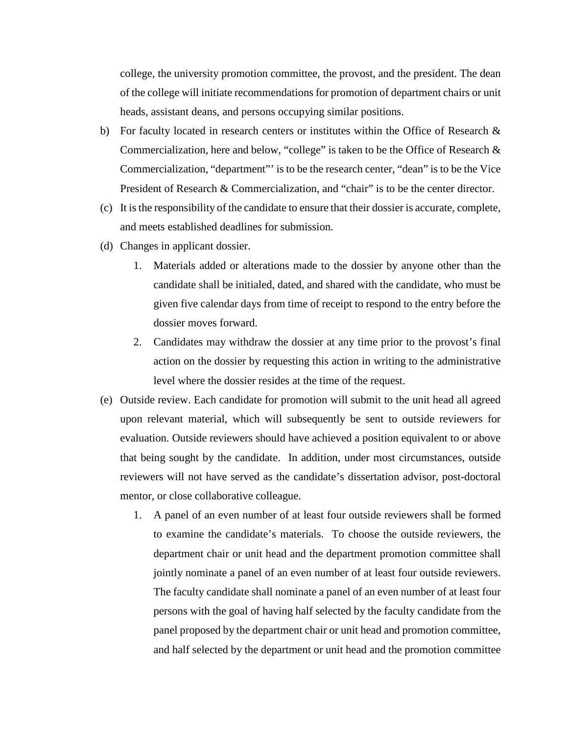college, the university promotion committee, the provost, and the president. The dean of the college will initiate recommendations for promotion of department chairs or unit heads, assistant deans, and persons occupying similar positions.

b) For faculty located in research centers or institutes within the Office of Research & Commercialization, here and below, "college" is taken to be the Office of Research & Commercialization, "department"' is to be the research center, "dean" is to be the Vice President of Research & Commercialization, and "chair" is to be the center director.

(c) It is the responsibility of the candidate to ensure that their dossier is accurate, complete, and meets established deadlines for submission.

(d) Changes in applicant dossier.

   1. Materials added or alterations made to the dossier by anyone other than the candidate shall be initialed, dated, and shared with the candidate, who must be given five calendar days from time of receipt to respond to the entry before the dossier moves forward.
   2. Candidates may withdraw the dossier at any time prior to the provost's final action on the dossier by requesting this action in writing to the administrative level where the dossier resides at the time of the request.

(e) Outside review. Each candidate for promotion will submit to the unit head all agreed upon relevant material, which will subsequently be sent to outside reviewers for evaluation. Outside reviewers should have achieved a position equivalent to or above that being sought by the candidate. In addition, under most circumstances, outside reviewers will not have served as the candidate's dissertation advisor, post-doctoral mentor, or close collaborative colleague.

   1. A panel of an even number of at least four outside reviewers shall be formed to examine the candidate's materials. To choose the outside reviewers, the department chair or unit head and the department promotion committee shall jointly nominate a panel of an even number of at least four outside reviewers. The faculty candidate shall nominate a panel of an even number of at least four persons with the goal of having half selected by the faculty candidate from the panel proposed by the department chair or unit head and promotion committee, and half selected by the department or unit head and the promotion committee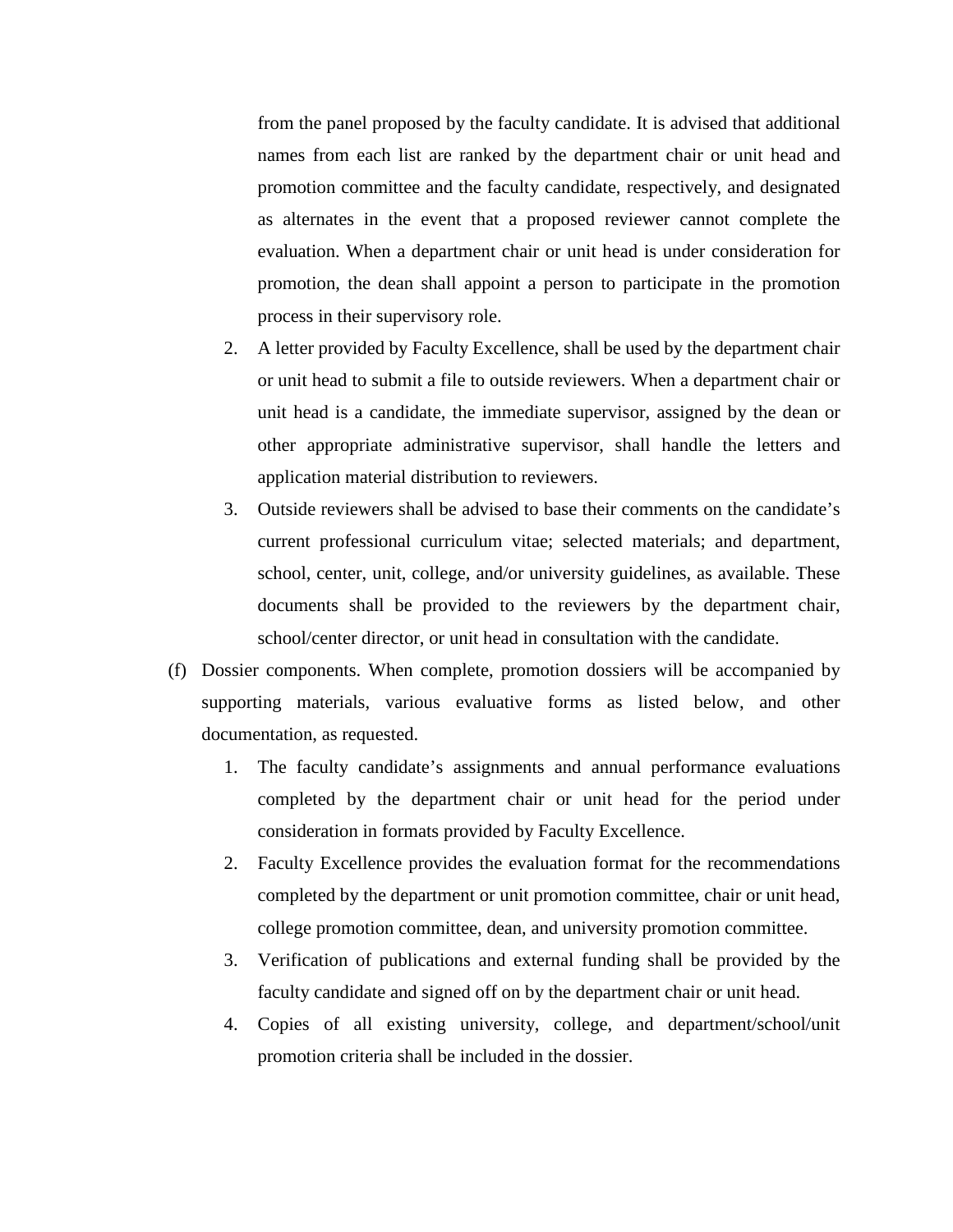from the panel proposed by the faculty candidate. It is advised that additional names from each list are ranked by the department chair or unit head and promotion committee and the faculty candidate, respectively, and designated as alternates in the event that a proposed reviewer cannot complete the evaluation. When a department chair or unit head is under consideration for promotion, the dean shall appoint a person to participate in the promotion process in their supervisory role.

2. A letter provided by Faculty Excellence, shall be used by the department chair or unit head to submit a file to outside reviewers. When a department chair or unit head is a candidate, the immediate supervisor, assigned by the dean or other appropriate administrative supervisor, shall handle the letters and application material distribution to reviewers.
3. Outside reviewers shall be advised to base their comments on the candidate's current professional curriculum vitae; selected materials; and department, school, center, unit, college, and/or university guidelines, as available. These documents shall be provided to the reviewers by the department chair, school/center director, or unit head in consultation with the candidate.

(f) Dossier components. When complete, promotion dossiers will be accompanied by supporting materials, various evaluative forms as listed below, and other documentation, as requested.

1. The faculty candidate's assignments and annual performance evaluations completed by the department chair or unit head for the period under consideration in formats provided by Faculty Excellence.
2. Faculty Excellence provides the evaluation format for the recommendations completed by the department or unit promotion committee, chair or unit head, college promotion committee, dean, and university promotion committee.
3. Verification of publications and external funding shall be provided by the faculty candidate and signed off on by the department chair or unit head.
4. Copies of all existing university, college, and department/school/unit promotion criteria shall be included in the dossier.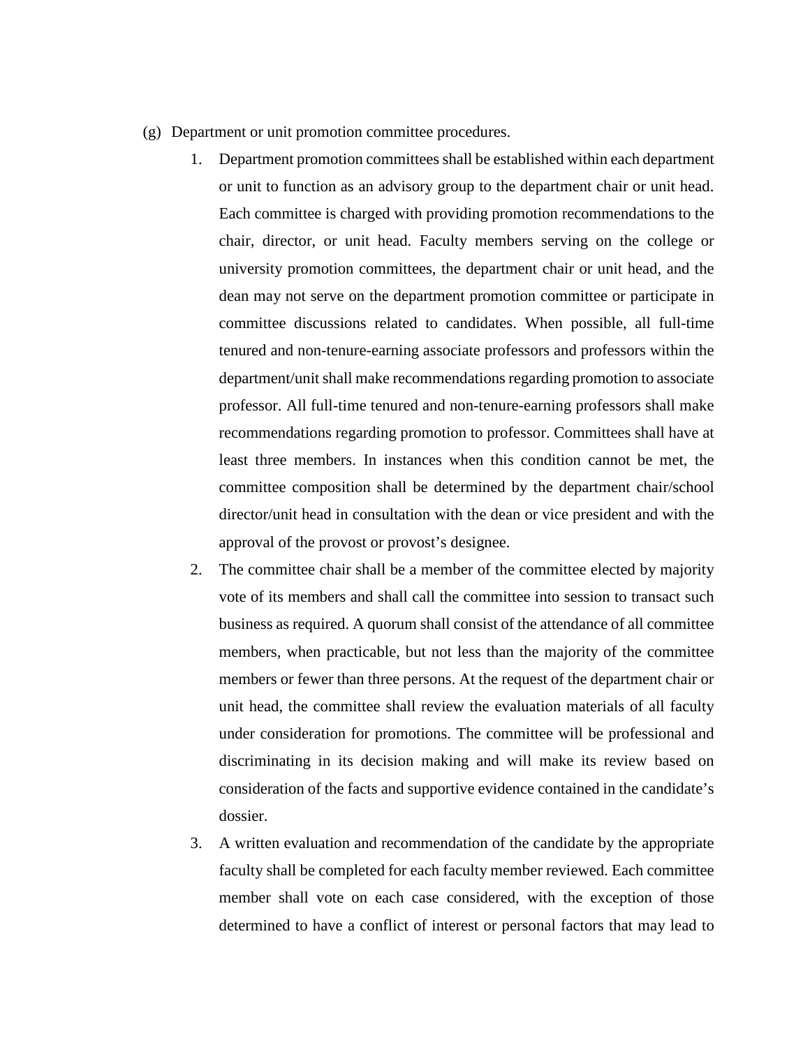(g) Department or unit promotion committee procedures.

1. Department promotion committees shall be established within each department or unit to function as an advisory group to the department chair or unit head. Each committee is charged with providing promotion recommendations to the chair, director, or unit head. Faculty members serving on the college or university promotion committees, the department chair or unit head, and the dean may not serve on the department promotion committee or participate in committee discussions related to candidates. When possible, all full-time tenured and non-tenure-earning associate professors and professors within the department/unit shall make recommendations regarding promotion to associate professor. All full-time tenured and non-tenure-earning professors shall make recommendations regarding promotion to professor. Committees shall have at least three members. In instances when this condition cannot be met, the committee composition shall be determined by the department chair/school director/unit head in consultation with the dean or vice president and with the approval of the provost or provost's designee.
2. The committee chair shall be a member of the committee elected by majority vote of its members and shall call the committee into session to transact such business as required. A quorum shall consist of the attendance of all committee members, when practicable, but not less than the majority of the committee members or fewer than three persons. At the request of the department chair or unit head, the committee shall review the evaluation materials of all faculty under consideration for promotions. The committee will be professional and discriminating in its decision making and will make its review based on consideration of the facts and supportive evidence contained in the candidate's dossier.
3. A written evaluation and recommendation of the candidate by the appropriate faculty shall be completed for each faculty member reviewed. Each committee member shall vote on each case considered, with the exception of those determined to have a conflict of interest or personal factors that may lead to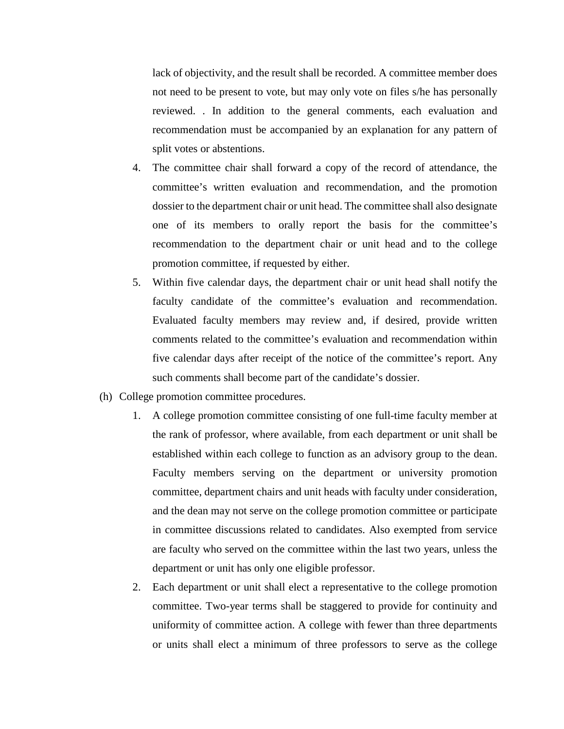lack of objectivity, and the result shall be recorded. A committee member does not need to be present to vote, but may only vote on files s/he has personally reviewed. . In addition to the general comments, each evaluation and recommendation must be accompanied by an explanation for any pattern of split votes or abstentions.

4. The committee chair shall forward a copy of the record of attendance, the committee's written evaluation and recommendation, and the promotion dossier to the department chair or unit head. The committee shall also designate one of its members to orally report the basis for the committee's recommendation to the department chair or unit head and to the college promotion committee, if requested by either.
5. Within five calendar days, the department chair or unit head shall notify the faculty candidate of the committee's evaluation and recommendation. Evaluated faculty members may review and, if desired, provide written comments related to the committee's evaluation and recommendation within five calendar days after receipt of the notice of the committee's report. Any such comments shall become part of the candidate's dossier.

(h) College promotion committee procedures.

1. A college promotion committee consisting of one full-time faculty member at the rank of professor, where available, from each department or unit shall be established within each college to function as an advisory group to the dean. Faculty members serving on the department or university promotion committee, department chairs and unit heads with faculty under consideration, and the dean may not serve on the college promotion committee or participate in committee discussions related to candidates. Also exempted from service are faculty who served on the committee within the last two years, unless the department or unit has only one eligible professor.
2. Each department or unit shall elect a representative to the college promotion committee. Two-year terms shall be staggered to provide for continuity and uniformity of committee action. A college with fewer than three departments or units shall elect a minimum of three professors to serve as the college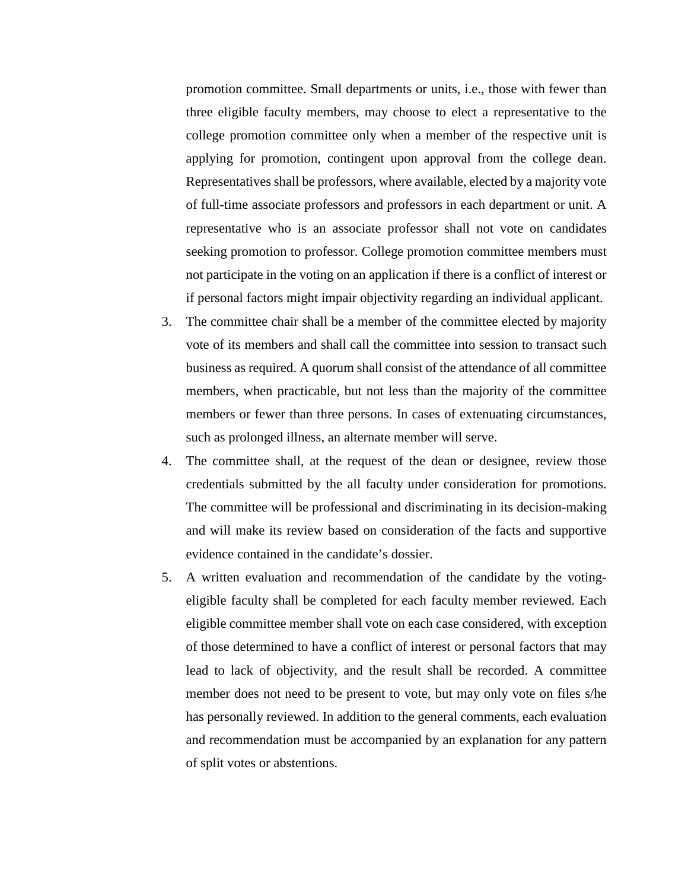promotion committee. Small departments or units, i.e., those with fewer than three eligible faculty members, may choose to elect a representative to the college promotion committee only when a member of the respective unit is applying for promotion, contingent upon approval from the college dean. Representatives shall be professors, where available, elected by a majority vote of full-time associate professors and professors in each department or unit. A representative who is an associate professor shall not vote on candidates seeking promotion to professor. College promotion committee members must not participate in the voting on an application if there is a conflict of interest or if personal factors might impair objectivity regarding an individual applicant.

3. The committee chair shall be a member of the committee elected by majority vote of its members and shall call the committee into session to transact such business as required. A quorum shall consist of the attendance of all committee members, when practicable, but not less than the majority of the committee members or fewer than three persons. In cases of extenuating circumstances, such as prolonged illness, an alternate member will serve.
4. The committee shall, at the request of the dean or designee, review those credentials submitted by the all faculty under consideration for promotions. The committee will be professional and discriminating in its decision-making and will make its review based on consideration of the facts and supportive evidence contained in the candidate's dossier.
5. A written evaluation and recommendation of the candidate by the voting-eligible faculty shall be completed for each faculty member reviewed. Each eligible committee member shall vote on each case considered, with exception of those determined to have a conflict of interest or personal factors that may lead to lack of objectivity, and the result shall be recorded. A committee member does not need to be present to vote, but may only vote on files s/he has personally reviewed. In addition to the general comments, each evaluation and recommendation must be accompanied by an explanation for any pattern of split votes or abstentions.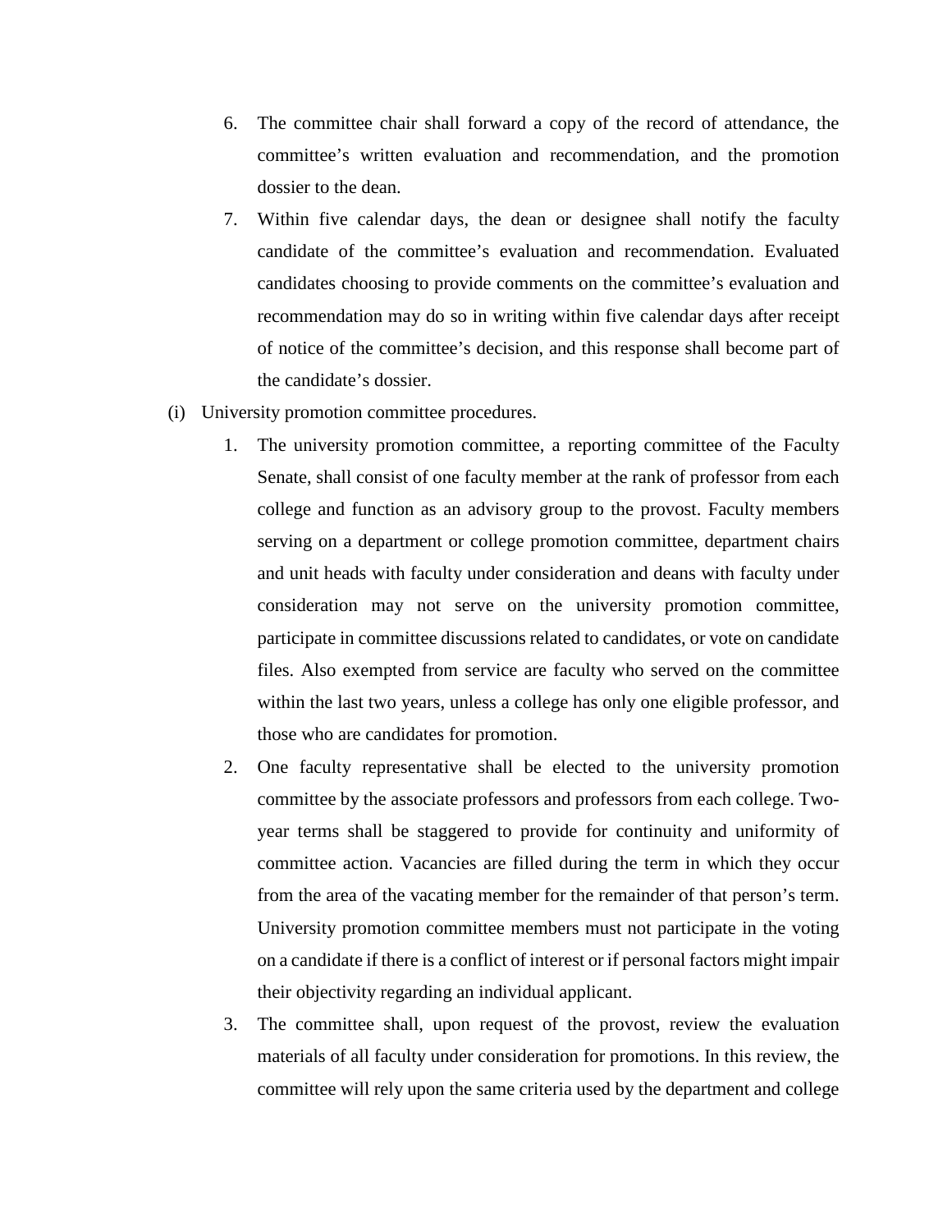6. The committee chair shall forward a copy of the record of attendance, the committee's written evaluation and recommendation, and the promotion dossier to the dean.
7. Within five calendar days, the dean or designee shall notify the faculty candidate of the committee's evaluation and recommendation. Evaluated candidates choosing to provide comments on the committee's evaluation and recommendation may do so in writing within five calendar days after receipt of notice of the committee's decision, and this response shall become part of the candidate's dossier.

(i) University promotion committee procedures.

1. The university promotion committee, a reporting committee of the Faculty Senate, shall consist of one faculty member at the rank of professor from each college and function as an advisory group to the provost. Faculty members serving on a department or college promotion committee, department chairs and unit heads with faculty under consideration and deans with faculty under consideration may not serve on the university promotion committee, participate in committee discussions related to candidates, or vote on candidate files. Also exempted from service are faculty who served on the committee within the last two years, unless a college has only one eligible professor, and those who are candidates for promotion.
2. One faculty representative shall be elected to the university promotion committee by the associate professors and professors from each college. Two-year terms shall be staggered to provide for continuity and uniformity of committee action. Vacancies are filled during the term in which they occur from the area of the vacating member for the remainder of that person's term. University promotion committee members must not participate in the voting on a candidate if there is a conflict of interest or if personal factors might impair their objectivity regarding an individual applicant.
3. The committee shall, upon request of the provost, review the evaluation materials of all faculty under consideration for promotions. In this review, the committee will rely upon the same criteria used by the department and college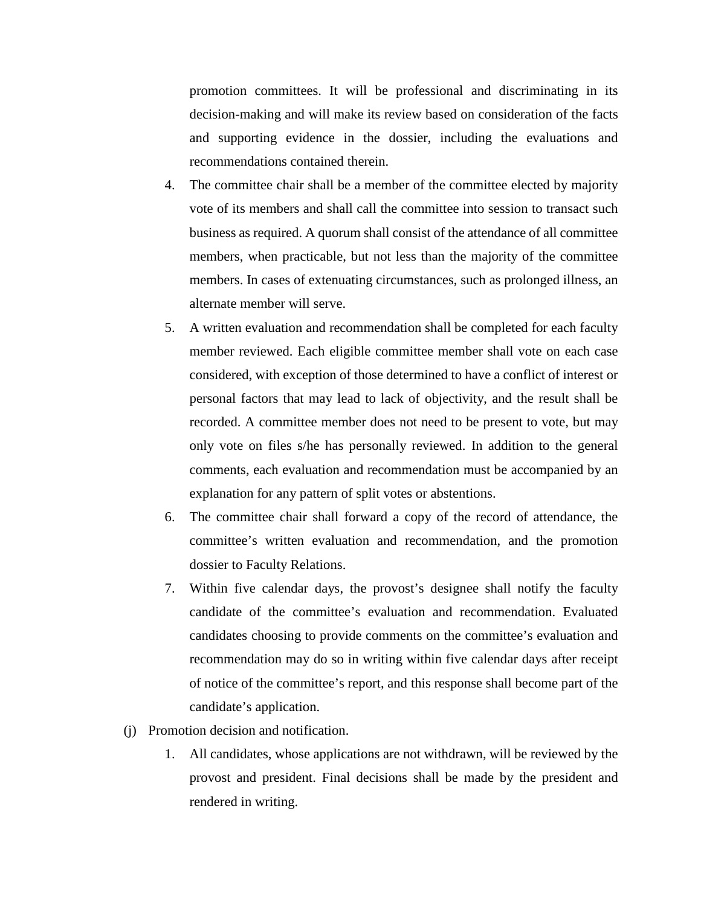promotion committees. It will be professional and discriminating in its decision-making and will make its review based on consideration of the facts and supporting evidence in the dossier, including the evaluations and recommendations contained therein.

4. The committee chair shall be a member of the committee elected by majority vote of its members and shall call the committee into session to transact such business as required. A quorum shall consist of the attendance of all committee members, when practicable, but not less than the majority of the committee members. In cases of extenuating circumstances, such as prolonged illness, an alternate member will serve.
5. A written evaluation and recommendation shall be completed for each faculty member reviewed. Each eligible committee member shall vote on each case considered, with exception of those determined to have a conflict of interest or personal factors that may lead to lack of objectivity, and the result shall be recorded. A committee member does not need to be present to vote, but may only vote on files s/he has personally reviewed. In addition to the general comments, each evaluation and recommendation must be accompanied by an explanation for any pattern of split votes or abstentions.
6. The committee chair shall forward a copy of the record of attendance, the committee's written evaluation and recommendation, and the promotion dossier to Faculty Relations.
7. Within five calendar days, the provost's designee shall notify the faculty candidate of the committee's evaluation and recommendation. Evaluated candidates choosing to provide comments on the committee's evaluation and recommendation may do so in writing within five calendar days after receipt of notice of the committee's report, and this response shall become part of the candidate's application.

(j) Promotion decision and notification.

1. All candidates, whose applications are not withdrawn, will be reviewed by the provost and president. Final decisions shall be made by the president and rendered in writing.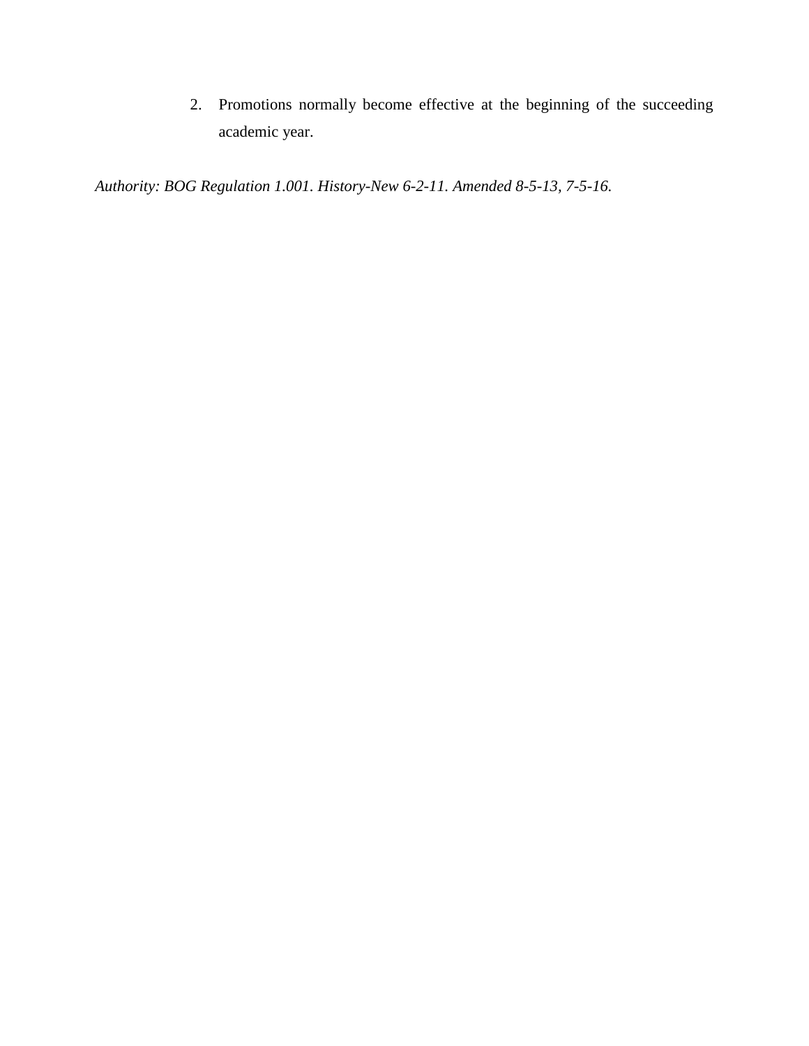2. Promotions normally become effective at the beginning of the succeeding academic year.

*Authority: BOG Regulation 1.001. History-New 6-2-11. Amended 8-5-13, 7-5-16.*